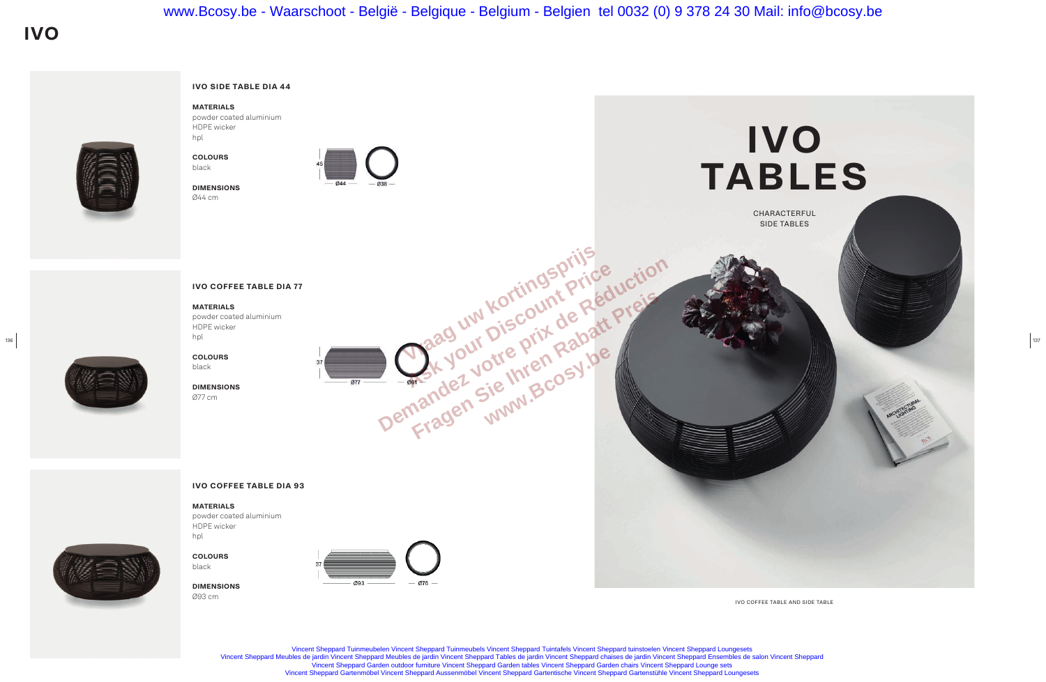www.Bcosy.be - Waarschoot - België - Belgique - Belgium - Belgien tel 0032 (0) 9 378 24 30 Mail: info@bcosy.be

# IVO

### IVO SIDE TABLE DIA 44

**MATERIALS**
powder coated aluminium
HDPE wicker
hpl

**COLOURS**
black

**DIMENSIONS**
Ø44 cm

45
Ø44
Ø38

### IVO COFFEE TABLE DIA 77

**MATERIALS**
powder coated aluminium
HDPE wicker
hpl

**COLOURS**
black

**DIMENSIONS**
Ø77 cm

37
Ø77
Ø61

### IVO COFFEE TABLE DIA 93

**MATERIALS**
powder coated aluminium
HDPE wicker
hpl

**COLOURS**
black

**DIMENSIONS**
Ø93 cm

37
Ø93
Ø76

Vraag uw kortingsprijs
Ask your Discount Price
Demandez votre prix de Réduction
Fragen Sie Ihren Rabatt Preis
www.Bcosy.be

## IVO TABLES

CHARACTERFUL
SIDE TABLES

IVO COFFEE TABLE AND SIDE TABLE

Vincent Sheppard Tuinmeubelen Vincent Sheppard Tuinmeubels Vincent Sheppard Tuintafels Vincent Sheppard tuinstoelen Vincent Sheppard Loungesets
Vincent Sheppard Meubles de jardin Vincent Sheppard Meubles de jardin Vincent Sheppard Tables de jardin Vincent Sheppard chaises de jardin Vincent Sheppard Ensembles de salon Vincent Sheppard
Vincent Sheppard Garden outdoor furniture Vincent Sheppard Garden tables Vincent Sheppard Garden chairs Vincent Sheppard Lounge sets
Vincent Sheppard Gartenmöbel Vincent Sheppard Aussenmöbel Vincent Sheppard Gartentische Vincent Sheppard Gartenstühle Vincent Sheppard Loungesets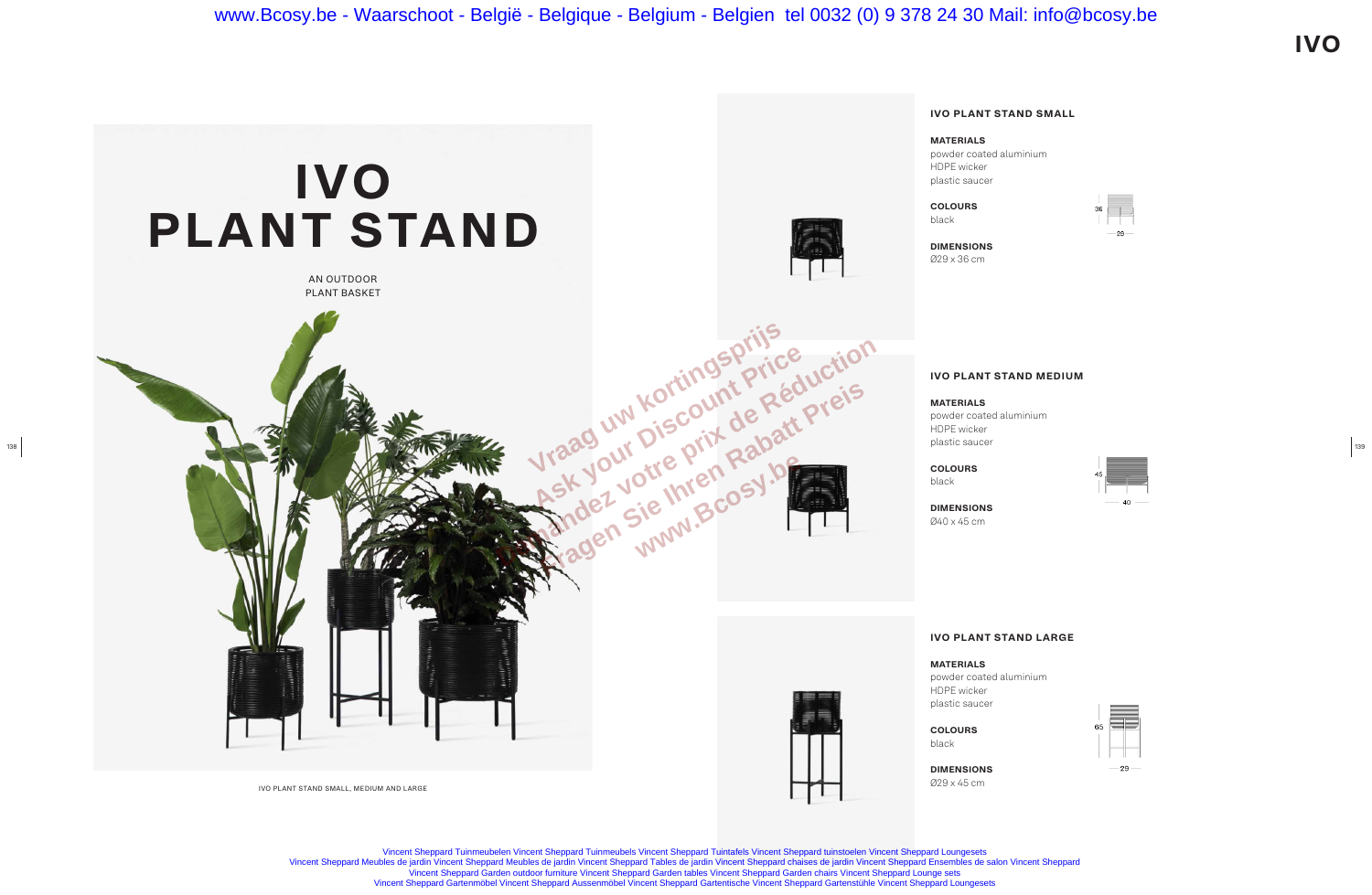www.Bcosy.be - Waarschoot - België - Belgique - Belgium - Belgien tel 0032 (0) 9 378 24 30 Mail: info@bcosy.be

# IVO

## IVO PLANT STAND

AN OUTDOOR
PLANT BASKET

IVO PLANT STAND SMALL, MEDIUM AND LARGE

### IVO PLANT STAND SMALL

**MATERIALS**
powder coated aluminium
HDPE wicker
plastic saucer

**COLOURS**
black

**DIMENSIONS**
Ø29 x 36 cm

36
29

### IVO PLANT STAND MEDIUM

**MATERIALS**
powder coated aluminium
HDPE wicker
plastic saucer

**COLOURS**
black

**DIMENSIONS**
Ø40 x 45 cm

45
40

### IVO PLANT STAND LARGE

**MATERIALS**
powder coated aluminium
HDPE wicker
plastic saucer

**COLOURS**
black

**DIMENSIONS**
Ø29 x 45 cm

65
29

Vraag uw kortingsprijs
Ask your Discount Price
Demandez votre prix de Réduction
Fragen Sie Ihren Rabatt Preis
www.Bcosy.be

Vincent Sheppard Tuinmeubelen Vincent Sheppard Tuinmeubels Vincent Sheppard Tuintafels Vincent Sheppard tuinstoelen Vincent Sheppard Loungesets
Vincent Sheppard Meubles de jardin Vincent Sheppard Meubles de jardin Vincent Sheppard Tables de jardin Vincent Sheppard chaises de jardin Vincent Sheppard Ensembles de salon Vincent Sheppard
Vincent Sheppard Garden outdoor furniture Vincent Sheppard Garden tables Vincent Sheppard Garden chairs Vincent Sheppard Lounge sets
Vincent Sheppard Gartenmöbel Vincent Sheppard Aussenmöbel Vincent Sheppard Gartentische Vincent Sheppard Gartenstühle Vincent Sheppard Loungesets